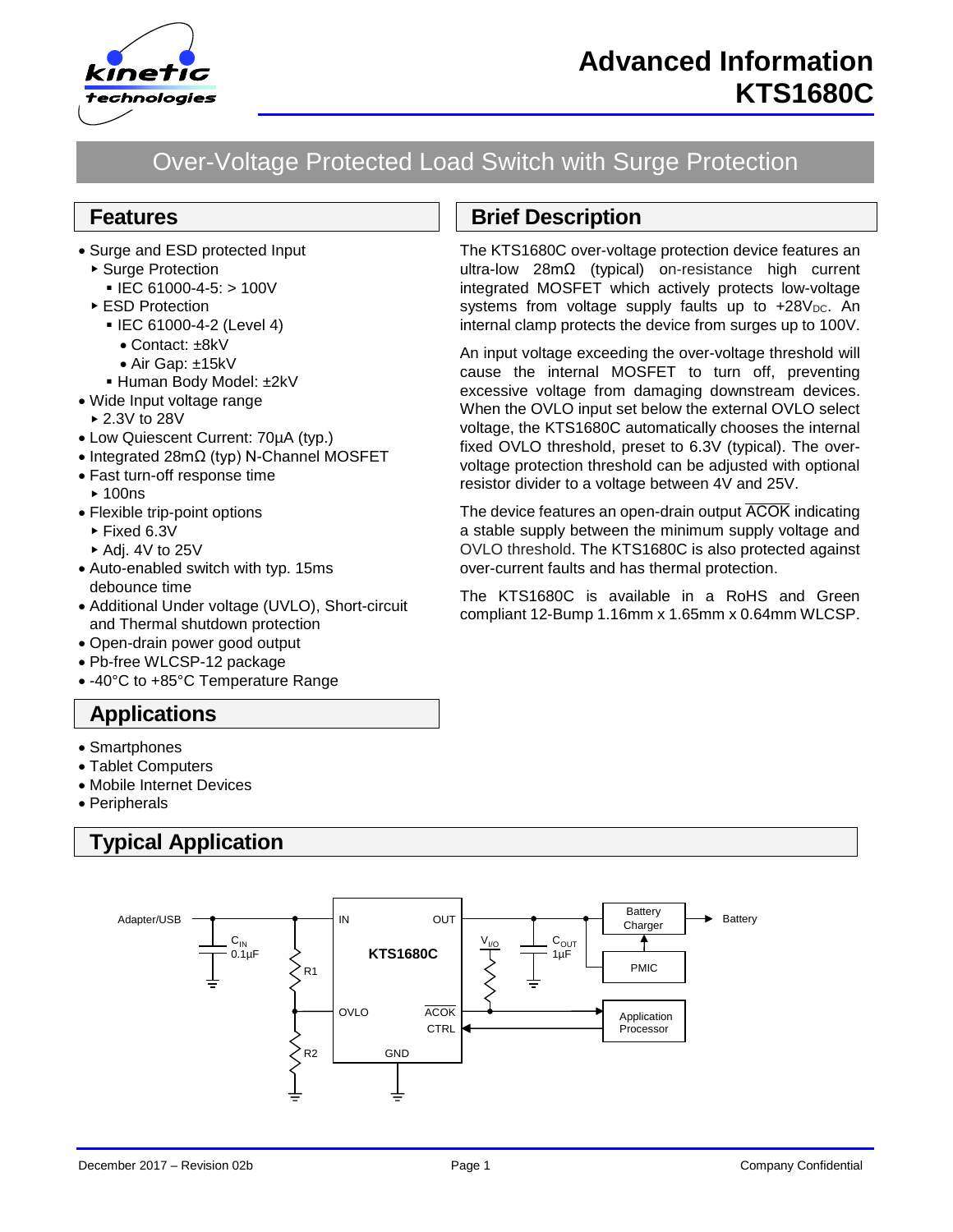# Advanced Information KTS1680C

## Over-Voltage Protected Load Switch with Surge Protection

## Features

- Surge and ESD protected Input
  - Surge Protection
    - IEC 61000-4-5: > 100V
  - ESD Protection
    - IEC 61000-4-2 (Level 4)
      - Contact: ±8kV
      - Air Gap: ±15kV
    - Human Body Model: ±2kV
- Wide Input voltage range
  - 2.3V to 28V
- Low Quiescent Current: 70µA (typ.)
- Integrated 28mΩ (typ) N-Channel MOSFET
- Fast turn-off response time
  - 100ns
- Flexible trip-point options
  - Fixed 6.3V
  - Adj. 4V to 25V
- Auto-enabled switch with typ. 15ms debounce time
- Additional Under voltage (UVLO), Short-circuit and Thermal shutdown protection
- Open-drain power good output
- Pb-free WLCSP-12 package
- -40°C to +85°C Temperature Range

## Applications

- Smartphones
- Tablet Computers
- Mobile Internet Devices
- Peripherals

## Brief Description

The KTS1680C over-voltage protection device features an ultra-low 28mΩ (typical) on-resistance high current integrated MOSFET which actively protects low-voltage systems from voltage supply faults up to $+28V_{DC}$. An internal clamp protects the device from surges up to 100V.

An input voltage exceeding the over-voltage threshold will cause the internal MOSFET to turn off, preventing excessive voltage from damaging downstream devices. When the OVLO input set below the external OVLO select voltage, the KTS1680C automatically chooses the internal fixed OVLO threshold, preset to 6.3V (typical). The over-voltage protection threshold can be adjusted with optional resistor divider to a voltage between 4V and 25V.

The device features an open-drain output $\overline{ACOK}$ indicating a stable supply between the minimum supply voltage and OVLO threshold. The KTS1680C is also protected against over-current faults and has thermal protection.

The KTS1680C is available in a RoHS and Green compliant 12-Bump 1.16mm x 1.65mm x 0.64mm WLCSP.

## Typical Application

Adapter/USB — $C_{IN}$ 0.1µF — R1 — R2 — IN — OVLO — GND — KTS1680C — OUT — $\overline{ACOK}$ — CTRL — $V_{I/O}$ — $C_{OUT}$ 1µF — Battery Charger — PMIC — Application Processor — Battery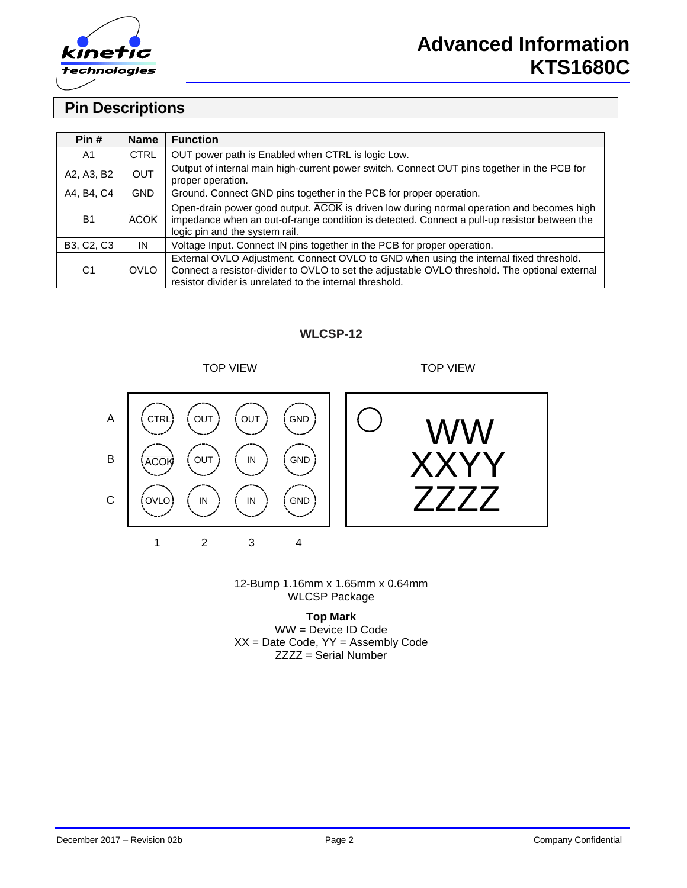## Pin Descriptions

| Pin # | Name | Function |
|---|---|---|
| A1 | CTRL | OUT power path is Enabled when CTRL is logic Low. |
| A2, A3, B2 | OUT | Output of internal main high-current power switch. Connect OUT pins together in the PCB for proper operation. |
| A4, B4, C4 | GND | Ground. Connect GND pins together in the PCB for proper operation. |
| B1 | $\overline{ACOK}$ | Open-drain power good output. $\overline{ACOK}$ is driven low during normal operation and becomes high impedance when an out-of-range condition is detected. Connect a pull-up resistor between the logic pin and the system rail. |
| B3, C2, C3 | IN | Voltage Input. Connect IN pins together in the PCB for proper operation. |
| C1 | OVLO | External OVLO Adjustment. Connect OVLO to GND when using the internal fixed threshold. Connect a resistor-divider to OVLO to set the adjustable OVLO threshold. The optional external resistor divider is unrelated to the internal threshold. |

**WLCSP-12**

TOP VIEW

| | 1 | 2 | 3 | 4 |
|---|---|---|---|---|
| A | CTRL | OUT | OUT | GND |
| B | $\overline{ACOK}$ | OUT | IN | GND |
| C | OVLO | IN | IN | GND |

TOP VIEW

WW
XXYY
ZZZZ

12-Bump 1.16mm x 1.65mm x 0.64mm
WLCSP Package

**Top Mark**
WW = Device ID Code
XX = Date Code, YY = Assembly Code
ZZZZ = Serial Number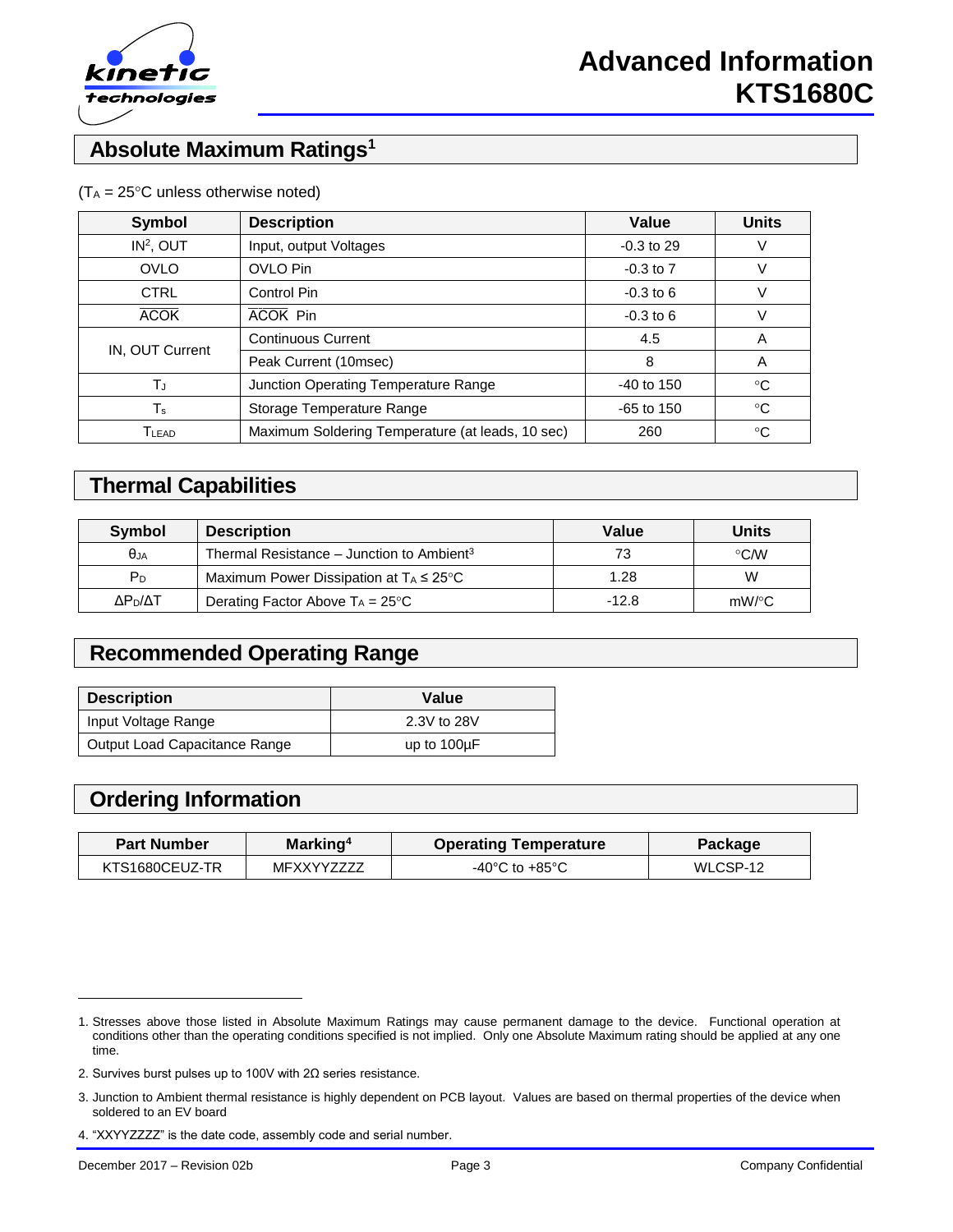## Absolute Maximum Ratings[1]

($T_A$ = 25°C unless otherwise noted)

| Symbol | Description | Value | Units |
|---|---|---|---|
| IN[2], OUT | Input, output Voltages | -0.3 to 29 | V |
| OVLO | OVLO Pin | -0.3 to 7 | V |
| CTRL | Control Pin | -0.3 to 6 | V |
| $\overline{ACOK}$ | $\overline{ACOK}$ Pin | -0.3 to 6 | V |
| IN, OUT Current | Continuous Current | 4.5 | A |
| | Peak Current (10msec) | 8 | A |
| $T_J$ | Junction Operating Temperature Range | -40 to 150 | °C |
| $T_s$ | Storage Temperature Range | -65 to 150 | °C |
| $T_{LEAD}$ | Maximum Soldering Temperature (at leads, 10 sec) | 260 | °C |

## Thermal Capabilities

| Symbol | Description | Value | Units |
|---|---|---|---|
| $\theta_{JA}$ | Thermal Resistance – Junction to Ambient[3] | 73 | °C/W |
| $P_D$ | Maximum Power Dissipation at $T_A \leq 25°C$ | 1.28 | W |
| $\Delta P_D/\Delta T$ | Derating Factor Above $T_A$ = 25°C | -12.8 | mW/°C |

## Recommended Operating Range

| Description | Value |
|---|---|
| Input Voltage Range | 2.3V to 28V |
| Output Load Capacitance Range | up to 100µF |

## Ordering Information

| Part Number | Marking[4] | Operating Temperature | Package |
|---|---|---|---|
| KTS1680CEUZ-TR | MFXXYYZZZZ | -40°C to +85°C | WLCSP-12 |

1. Stresses above those listed in Absolute Maximum Ratings may cause permanent damage to the device. Functional operation at conditions other than the operating conditions specified is not implied. Only one Absolute Maximum rating should be applied at any one time.
2. Survives burst pulses up to 100V with 2Ω series resistance.
3. Junction to Ambient thermal resistance is highly dependent on PCB layout. Values are based on thermal properties of the device when soldered to an EV board
4. "XXYYZZZZ" is the date code, assembly code and serial number.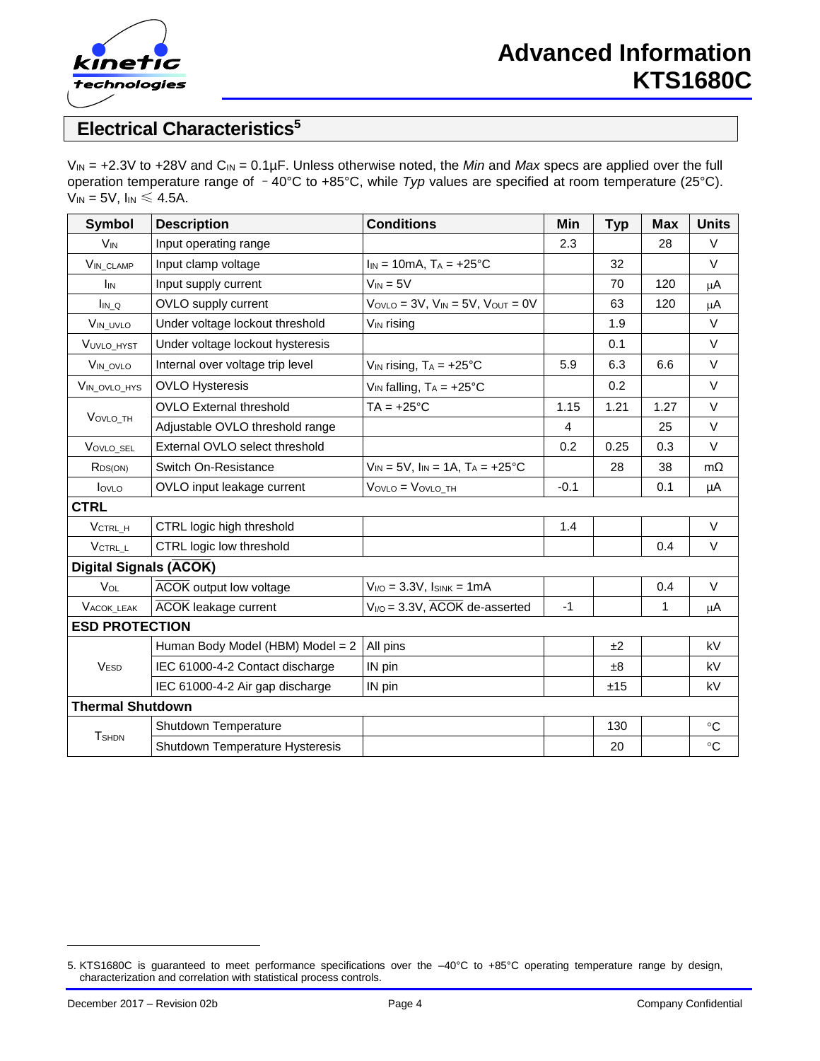## Electrical Characteristics[5]

$V_{IN}$ = +2.3V to +28V and $C_{IN}$ = 0.1µF. Unless otherwise noted, the *Min* and *Max* specs are applied over the full operation temperature range of －40°C to +85°C, while *Typ* values are specified at room temperature (25°C). $V_{IN}$ = 5V, $I_{IN}$ ≤ 4.5A.

| Symbol | Description | Conditions | Min | Typ | Max | Units |
|---|---|---|---|---|---|---|
| $V_{IN}$ | Input operating range | | 2.3 | | 28 | V |
| $V_{IN\_CLAMP}$ | Input clamp voltage | $I_{IN}$ = 10mA, $T_A$ = +25°C | | 32 | | V |
| $I_{IN}$ | Input supply current | $V_{IN}$ = 5V | | 70 | 120 | µA |
| $I_{IN\_Q}$ | OVLO supply current | $V_{OVLO}$ = 3V, $V_{IN}$ = 5V, $V_{OUT}$ = 0V | | 63 | 120 | µA |
| $V_{IN\_UVLO}$ | Under voltage lockout threshold | $V_{IN}$ rising | | 1.9 | | V |
| $V_{UVLO\_HYST}$ | Under voltage lockout hysteresis | | | 0.1 | | V |
| $V_{IN\_OVLO}$ | Internal over voltage trip level | $V_{IN}$ rising, $T_A$ = +25°C | 5.9 | 6.3 | 6.6 | V |
| $V_{IN\_OVLO\_HYS}$ | OVLO Hysteresis | $V_{IN}$ falling, $T_A$ = +25°C | | 0.2 | | V |
| $V_{OVLO\_TH}$ | OVLO External threshold | TA = +25°C | 1.15 | 1.21 | 1.27 | V |
| | Adjustable OVLO threshold range | | 4 | | 25 | V |
| $V_{OVLO\_SEL}$ | External OVLO select threshold | | 0.2 | 0.25 | 0.3 | V |
| $R_{DS(ON)}$ | Switch On-Resistance | $V_{IN}$ = 5V, $I_{IN}$ = 1A, $T_A$ = +25°C | | 28 | 38 | mΩ |
| $I_{OVLO}$ | OVLO input leakage current | $V_{OVLO}$ = $V_{OVLO\_TH}$ | -0.1 | | 0.1 | µA |
| **CTRL** | | | | | | |
| $V_{CTRL\_H}$ | CTRL logic high threshold | | 1.4 | | | V |
| $V_{CTRL\_L}$ | CTRL logic low threshold | | | | 0.4 | V |
| **Digital Signals ($\overline{ACOK}$)** | | | | | | |
| $V_{OL}$ | $\overline{ACOK}$ output low voltage | $V_{I/O}$ = 3.3V, $I_{SINK}$ = 1mA | | | 0.4 | V |
| $V_{ACOK\_LEAK}$ | $\overline{ACOK}$ leakage current | $V_{I/O}$ = 3.3V, $\overline{ACOK}$ de-asserted | -1 | | 1 | µA |
| **ESD PROTECTION** | | | | | | |
| $V_{ESD}$ | Human Body Model (HBM) Model = 2 | All pins | | ±2 | | kV |
| | IEC 61000-4-2 Contact discharge | IN pin | | ±8 | | kV |
| | IEC 61000-4-2 Air gap discharge | IN pin | | ±15 | | kV |
| **Thermal Shutdown** | | | | | | |
| $T_{SHDN}$ | Shutdown Temperature | | | 130 | | °C |
| | Shutdown Temperature Hysteresis | | | 20 | | °C |

5. KTS1680C is guaranteed to meet performance specifications over the –40°C to +85°C operating temperature range by design, characterization and correlation with statistical process controls.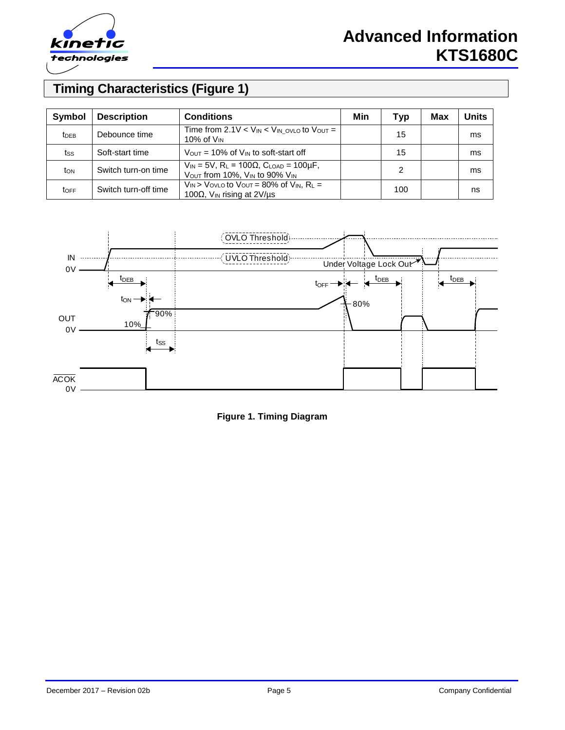## Timing Characteristics (Figure 1)

| Symbol | Description | Conditions | Min | Typ | Max | Units |
|---|---|---|---|---|---|---|
| $t_{DEB}$ | Debounce time | Time from 2.1V < $V_{IN}$ < $V_{IN\_OVLO}$ to $V_{OUT}$ = 10% of $V_{IN}$ | | 15 | | ms |
| $t_{SS}$ | Soft-start time | $V_{OUT}$ = 10% of $V_{IN}$ to soft-start off | | 15 | | ms |
| $t_{ON}$ | Switch turn-on time | $V_{IN}$ = 5V, $R_L$ = 100Ω, $C_{LOAD}$ = 100µF, $V_{OUT}$ from 10%, $V_{IN}$ to 90% $V_{IN}$ | | 2 | | ms |
| $t_{OFF}$ | Switch turn-off time | $V_{IN}$ > $V_{OVLO}$ to $V_{OUT}$ = 80% of $V_{IN}$, $R_L$ = 100Ω, $V_{IN}$ rising at 2V/µs | | 100 | | ns |

**Figure 1. Timing Diagram**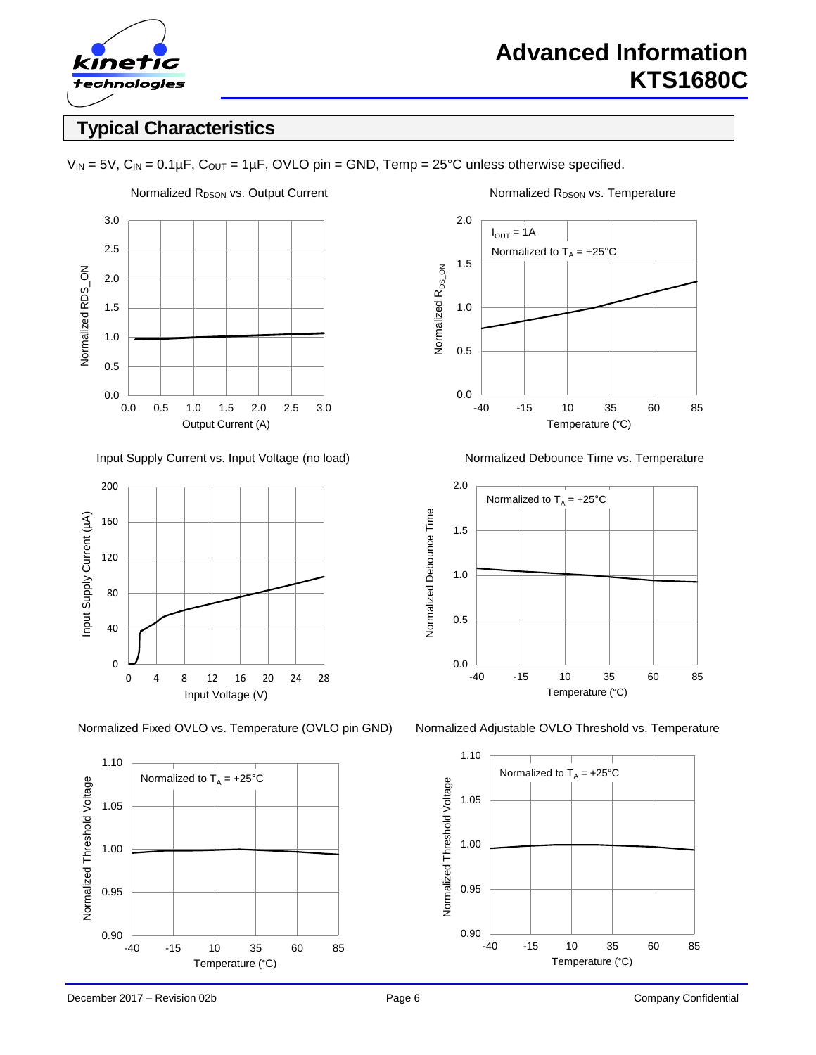## Typical Characteristics

$V_{IN}$ = 5V, $C_{IN}$ = 0.1µF, $C_{OUT}$ = 1µF, OVLO pin = GND, Temp = 25°C unless otherwise specified.

Normalized $R_{DSON}$ vs. Output Current

Normalized $R_{DSON}$ vs. Temperature

Input Supply Current vs. Input Voltage (no load)

Normalized Debounce Time vs. Temperature

Normalized Fixed OVLO vs. Temperature (OVLO pin GND)

Normalized Adjustable OVLO Threshold vs. Temperature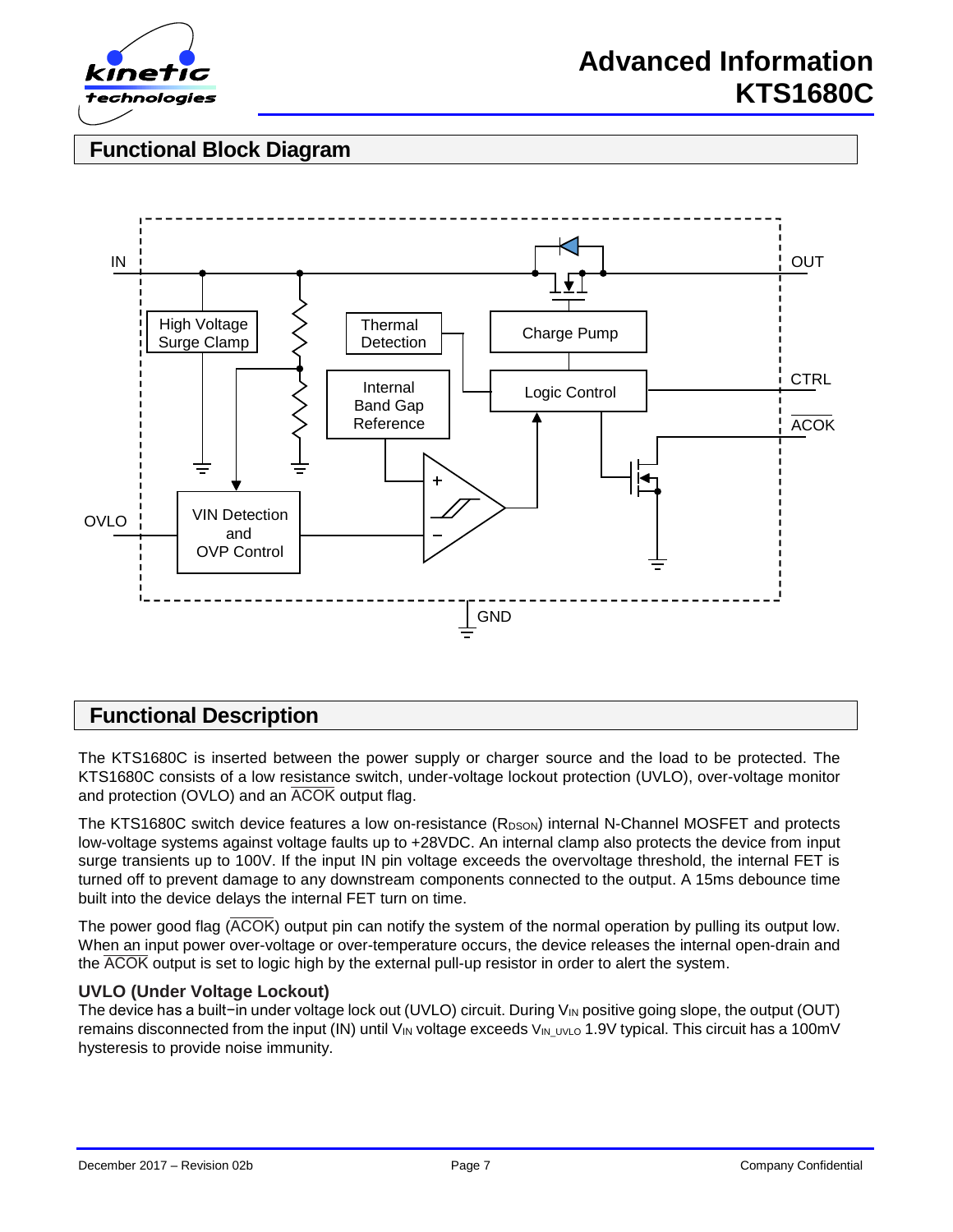## Functional Block Diagram

## Functional Description

The KTS1680C is inserted between the power supply or charger source and the load to be protected. The KTS1680C consists of a low resistance switch, under-voltage lockout protection (UVLO), over-voltage monitor and protection (OVLO) and an $\overline{\text{ACOK}}$ output flag.

The KTS1680C switch device features a low on-resistance ($R_{DSON}$) internal N-Channel MOSFET and protects low-voltage systems against voltage faults up to +28VDC. An internal clamp also protects the device from input surge transients up to 100V. If the input IN pin voltage exceeds the overvoltage threshold, the internal FET is turned off to prevent damage to any downstream components connected to the output. A 15ms debounce time built into the device delays the internal FET turn on time.

The power good flag ($\overline{\text{ACOK}}$) output pin can notify the system of the normal operation by pulling its output low. When an input power over-voltage or over-temperature occurs, the device releases the internal open-drain and the $\overline{\text{ACOK}}$ output is set to logic high by the external pull-up resistor in order to alert the system.

### UVLO (Under Voltage Lockout)

The device has a built−in under voltage lock out (UVLO) circuit. During $V_{IN}$ positive going slope, the output (OUT) remains disconnected from the input (IN) until $V_{IN}$ voltage exceeds $V_{IN\_UVLO}$ 1.9V typical. This circuit has a 100mV hysteresis to provide noise immunity.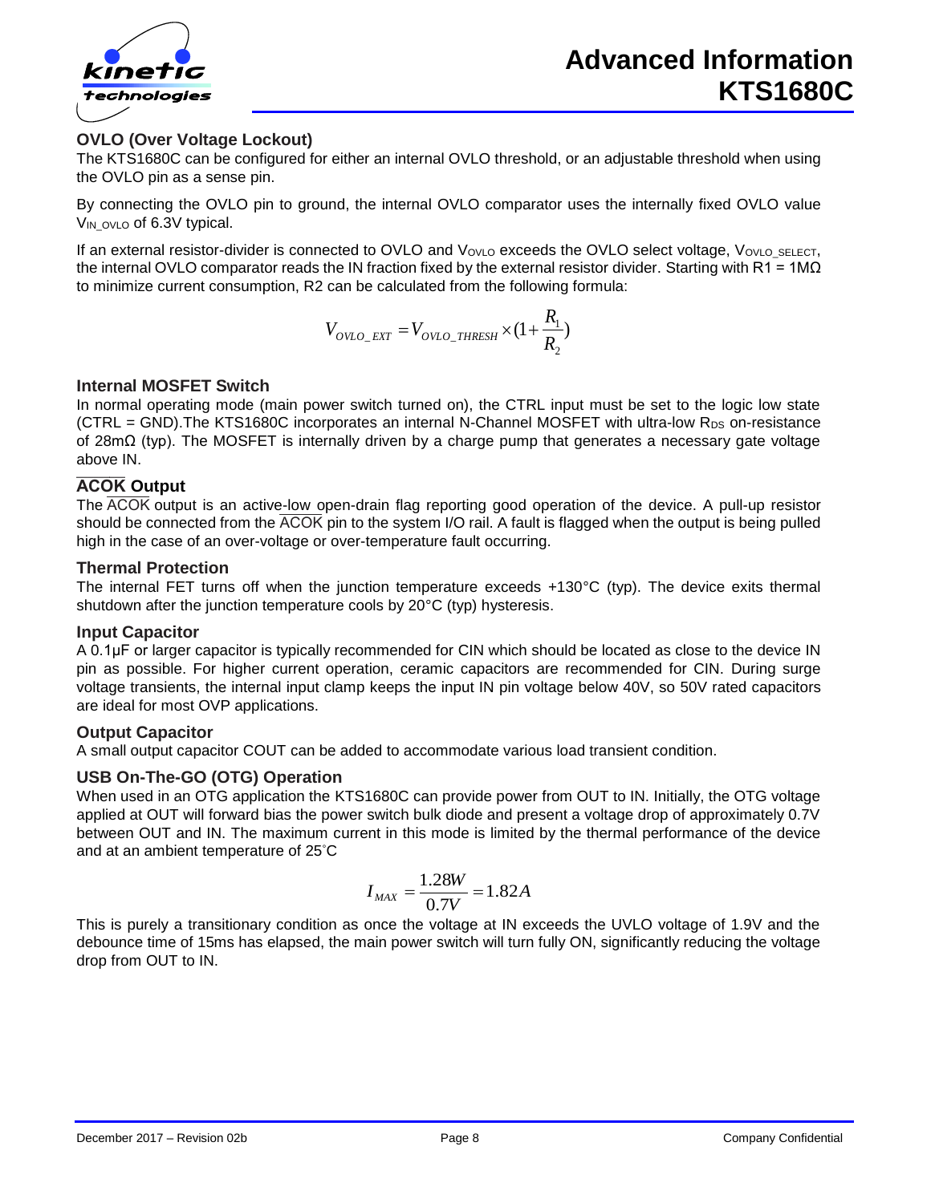### OVLO (Over Voltage Lockout)

The KTS1680C can be configured for either an internal OVLO threshold, or an adjustable threshold when using the OVLO pin as a sense pin.

By connecting the OVLO pin to ground, the internal OVLO comparator uses the internally fixed OVLO value $V_{IN\_OVLO}$ of 6.3V typical.

If an external resistor-divider is connected to OVLO and $V_{OVLO}$ exceeds the OVLO select voltage, $V_{OVLO\_SELECT}$, the internal OVLO comparator reads the IN fraction fixed by the external resistor divider. Starting with R1 = 1MΩ to minimize current consumption, R2 can be calculated from the following formula:

$$V_{OVLO\_EXT} = V_{OVLO\_THRESH} \times (1 + \frac{R_1}{R_2})$$

### Internal MOSFET Switch

In normal operating mode (main power switch turned on), the CTRL input must be set to the logic low state (CTRL = GND).The KTS1680C incorporates an internal N-Channel MOSFET with ultra-low $R_{DS}$ on-resistance of 28mΩ (typ). The MOSFET is internally driven by a charge pump that generates a necessary gate voltage above IN.

### $\overline{\text{ACOK}}$ Output

The $\overline{\text{ACOK}}$ output is an active-low open-drain flag reporting good operation of the device. A pull-up resistor should be connected from the $\overline{\text{ACOK}}$ pin to the system I/O rail. A fault is flagged when the output is being pulled high in the case of an over-voltage or over-temperature fault occurring.

### Thermal Protection

The internal FET turns off when the junction temperature exceeds +130°C (typ). The device exits thermal shutdown after the junction temperature cools by 20°C (typ) hysteresis.

### Input Capacitor

A 0.1μF or larger capacitor is typically recommended for CIN which should be located as close to the device IN pin as possible. For higher current operation, ceramic capacitors are recommended for CIN. During surge voltage transients, the internal input clamp keeps the input IN pin voltage below 40V, so 50V rated capacitors are ideal for most OVP applications.

### Output Capacitor

A small output capacitor COUT can be added to accommodate various load transient condition.

### USB On-The-GO (OTG) Operation

When used in an OTG application the KTS1680C can provide power from OUT to IN. Initially, the OTG voltage applied at OUT will forward bias the power switch bulk diode and present a voltage drop of approximately 0.7V between OUT and IN. The maximum current in this mode is limited by the thermal performance of the device and at an ambient temperature of 25˚C

$$I_{MAX} = \frac{1.28W}{0.7V} = 1.82A$$

This is purely a transitionary condition as once the voltage at IN exceeds the UVLO voltage of 1.9V and the debounce time of 15ms has elapsed, the main power switch will turn fully ON, significantly reducing the voltage drop from OUT to IN.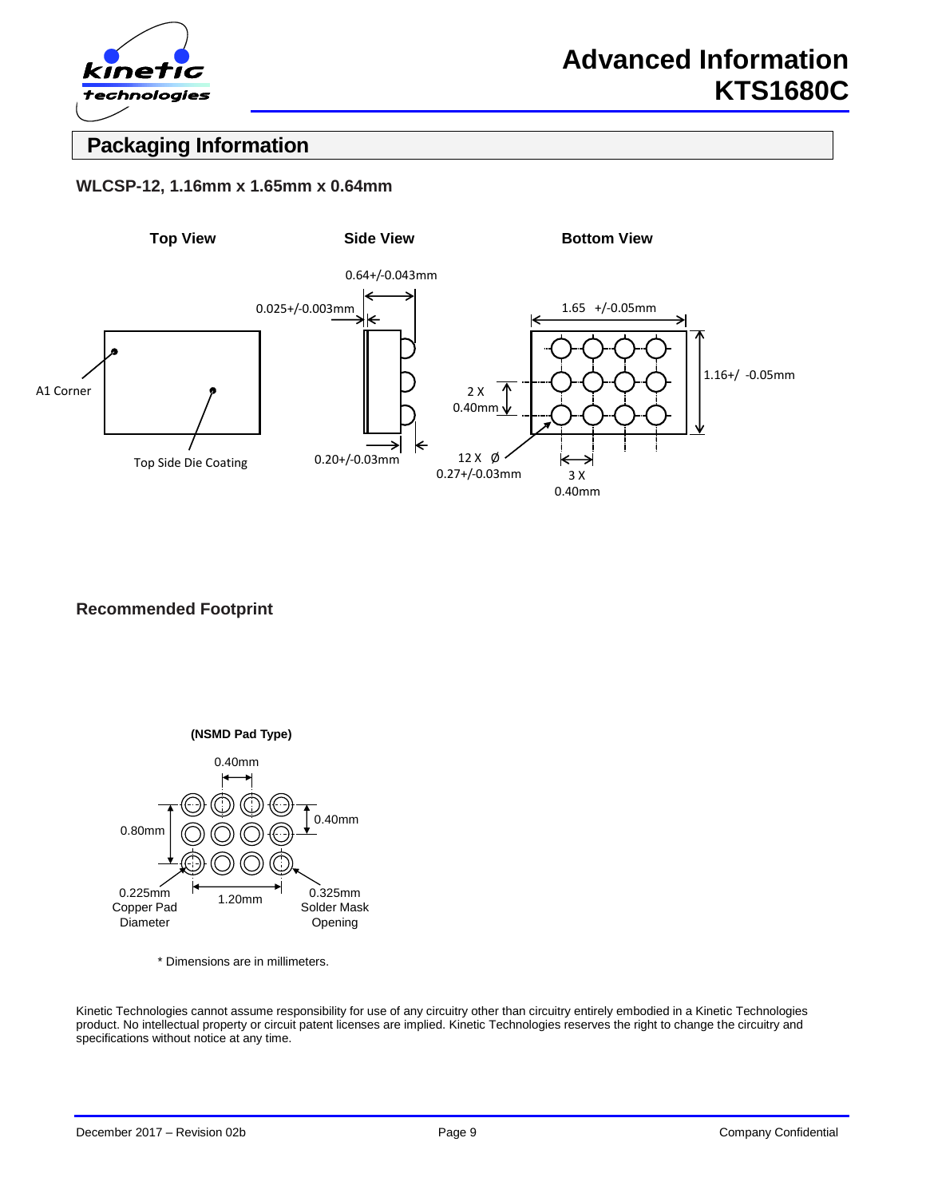## Packaging Information

### WLCSP-12, 1.16mm x 1.65mm x 0.64mm

**Top View**

A1 Corner

Top Side Die Coating

**Side View**

0.64+/-0.043mm

0.025+/-0.003mm

0.20+/-0.03mm

**Bottom View**

1.65 +/-0.05mm

1.16+/ -0.05mm

2 X
0.40mm

12 X Ø
0.27+/-0.03mm

3 X
0.40mm

### Recommended Footprint

**(NSMD Pad Type)**

0.40mm

0.80mm

0.40mm

0.225mm
Copper Pad
Diameter

1.20mm

0.325mm
Solder Mask
Opening

* Dimensions are in millimeters.

Kinetic Technologies cannot assume responsibility for use of any circuitry other than circuitry entirely embodied in a Kinetic Technologies product. No intellectual property or circuit patent licenses are implied. Kinetic Technologies reserves the right to change the circuitry and specifications without notice at any time.